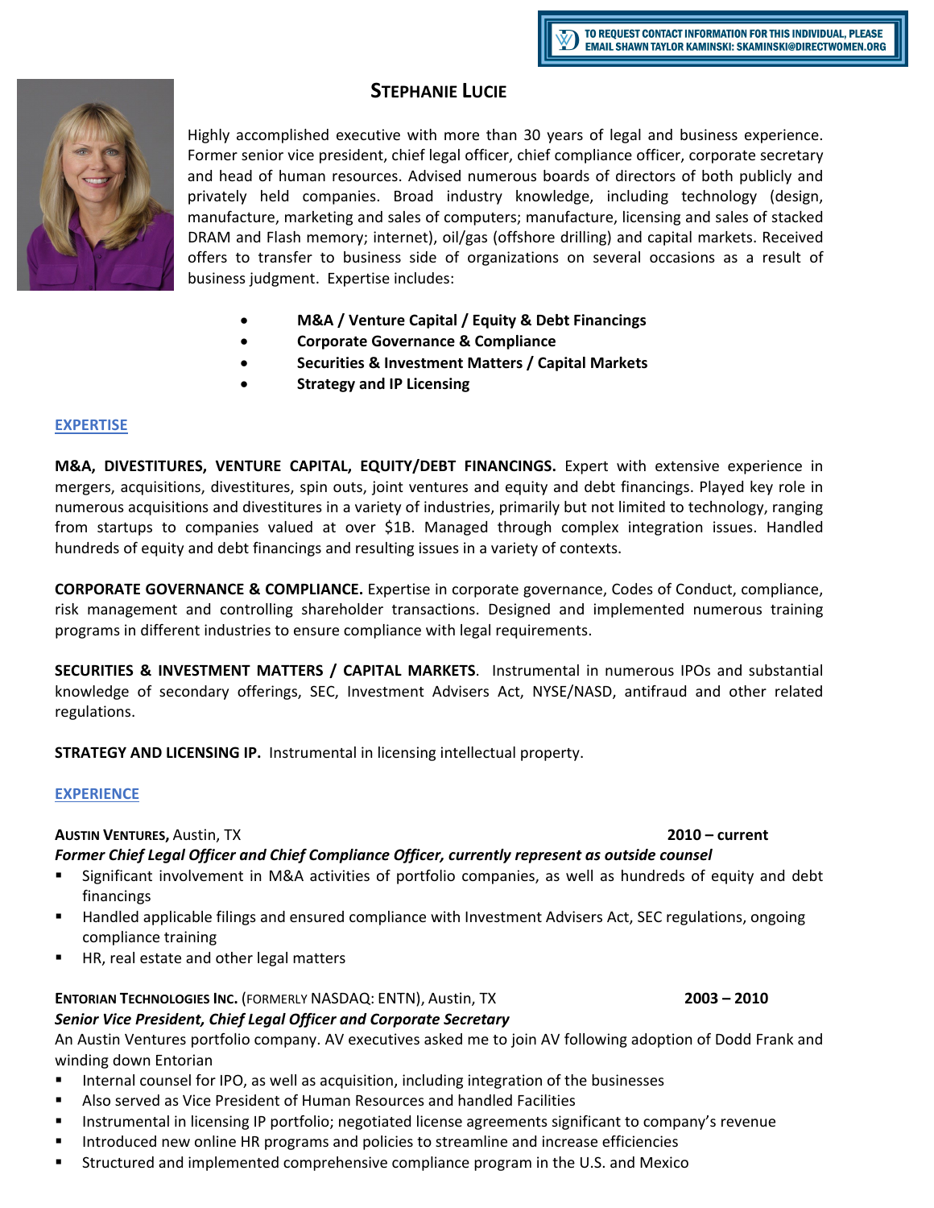TO REQUEST CONTACT INFORMATION FOR THIS INDIVIDUAL, PLEASE EMAIL SHAWN TAYLOR KAMINSKI: SKAMINSKI@DIRECTWOMEN.ORG

# STEPHANIE LUCIE

Highly accomplished executive with more than 30 years of legal and business experience. Former senior vice president, chief legal officer, chief compliance officer, corporate secretary and head of human resources. Advised numerous boards of directors of both publicly and privately held companies. Broad industry knowledge, including technology (design, manufacture, marketing and sales of computers; manufacture, licensing and sales of stacked DRAM and Flash memory; internet), oil/gas (offshore drilling) and capital markets. Received offers to transfer to business side of organizations on several occasions as a result of business judgment. Expertise includes:

- **M&A / Venture Capital / Equity & Debt Financings**
- **Corporate Governance & Compliance**
- **Securities & Investment Matters / Capital Markets**
- **Strategy and IP Licensing**

## EXPERTISE

**M&A, DIVESTITURES, VENTURE CAPITAL, EQUITY/DEBT FINANCINGS.** Expert with extensive experience in mergers, acquisitions, divestitures, spin outs, joint ventures and equity and debt financings. Played key role in numerous acquisitions and divestitures in a variety of industries, primarily but not limited to technology, ranging from startups to companies valued at over $1B. Managed through complex integration issues. Handled hundreds of equity and debt financings and resulting issues in a variety of contexts.

**CORPORATE GOVERNANCE & COMPLIANCE.** Expertise in corporate governance, Codes of Conduct, compliance, risk management and controlling shareholder transactions. Designed and implemented numerous training programs in different industries to ensure compliance with legal requirements.

**SECURITIES & INVESTMENT MATTERS / CAPITAL MARKETS**. Instrumental in numerous IPOs and substantial knowledge of secondary offerings, SEC, Investment Advisers Act, NYSE/NASD, antifraud and other related regulations.

**STRATEGY AND LICENSING IP.** Instrumental in licensing intellectual property.

## EXPERIENCE

**AUSTIN VENTURES,** Austin, TX — **2010 – current**

***Former Chief Legal Officer and Chief Compliance Officer, currently represent as outside counsel***

- Significant involvement in M&A activities of portfolio companies, as well as hundreds of equity and debt financings
- Handled applicable filings and ensured compliance with Investment Advisers Act, SEC regulations, ongoing compliance training
- HR, real estate and other legal matters

**ENTORIAN TECHNOLOGIES INC.** (FORMERLY NASDAQ: ENTN), Austin, TX — **2003 – 2010**

***Senior Vice President, Chief Legal Officer and Corporate Secretary***

An Austin Ventures portfolio company. AV executives asked me to join AV following adoption of Dodd Frank and winding down Entorian

- Internal counsel for IPO, as well as acquisition, including integration of the businesses
- Also served as Vice President of Human Resources and handled Facilities
- Instrumental in licensing IP portfolio; negotiated license agreements significant to company's revenue
- Introduced new online HR programs and policies to streamline and increase efficiencies
- Structured and implemented comprehensive compliance program in the U.S. and Mexico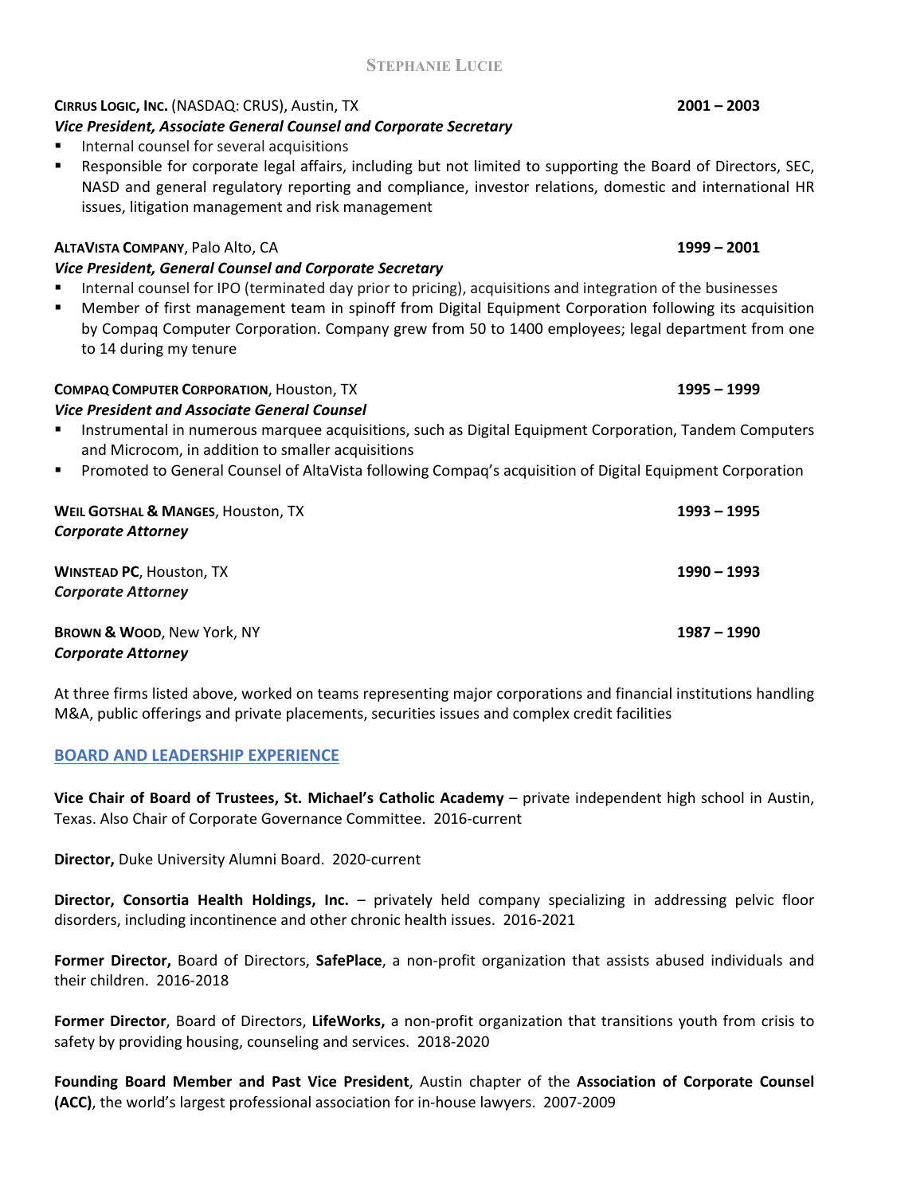**CIRRUS LOGIC, INC.** (NASDAQ: CRUS), Austin, TX **2001 – 2003**
***Vice President, Associate General Counsel and Corporate Secretary***

- Internal counsel for several acquisitions
- Responsible for corporate legal affairs, including but not limited to supporting the Board of Directors, SEC, NASD and general regulatory reporting and compliance, investor relations, domestic and international HR issues, litigation management and risk management

**ALTAVISTA COMPANY**, Palo Alto, CA **1999 – 2001**
***Vice President, General Counsel and Corporate Secretary***

- Internal counsel for IPO (terminated day prior to pricing), acquisitions and integration of the businesses
- Member of first management team in spinoff from Digital Equipment Corporation following its acquisition by Compaq Computer Corporation. Company grew from 50 to 1400 employees; legal department from one to 14 during my tenure

**COMPAQ COMPUTER CORPORATION**, Houston, TX **1995 – 1999**
***Vice President and Associate General Counsel***

- Instrumental in numerous marquee acquisitions, such as Digital Equipment Corporation, Tandem Computers and Microcom, in addition to smaller acquisitions
- Promoted to General Counsel of AltaVista following Compaq's acquisition of Digital Equipment Corporation

**WEIL GOTSHAL & MANGES**, Houston, TX **1993 – 1995**
***Corporate Attorney***

**WINSTEAD PC**, Houston, TX **1990 – 1993**
***Corporate Attorney***

**BROWN & WOOD**, New York, NY **1987 – 1990**
***Corporate Attorney***

At three firms listed above, worked on teams representing major corporations and financial institutions handling M&A, public offerings and private placements, securities issues and complex credit facilities

## BOARD AND LEADERSHIP EXPERIENCE

**Vice Chair of Board of Trustees, St. Michael's Catholic Academy** – private independent high school in Austin, Texas. Also Chair of Corporate Governance Committee. 2016-current

**Director,** Duke University Alumni Board. 2020-current

**Director, Consortia Health Holdings, Inc.** – privately held company specializing in addressing pelvic floor disorders, including incontinence and other chronic health issues. 2016-2021

**Former Director,** Board of Directors, **SafePlace**, a non-profit organization that assists abused individuals and their children. 2016-2018

**Former Director**, Board of Directors, **LifeWorks,** a non-profit organization that transitions youth from crisis to safety by providing housing, counseling and services. 2018-2020

**Founding Board Member and Past Vice President**, Austin chapter of the **Association of Corporate Counsel (ACC)**, the world's largest professional association for in-house lawyers. 2007-2009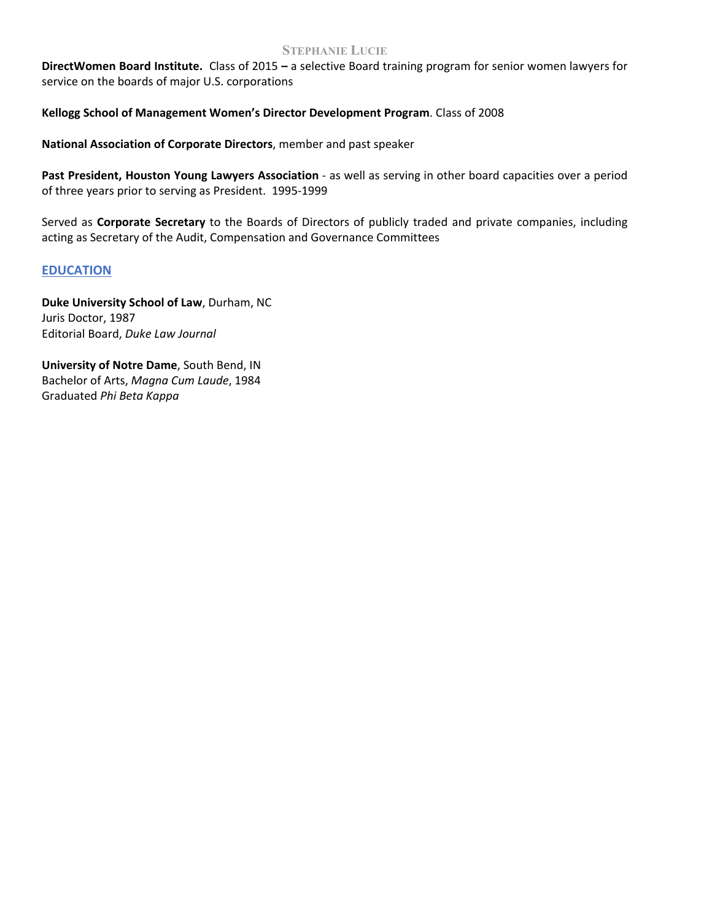**DirectWomen Board Institute.** Class of 2015 **–** a selective Board training program for senior women lawyers for service on the boards of major U.S. corporations

**Kellogg School of Management Women's Director Development Program**. Class of 2008

**National Association of Corporate Directors**, member and past speaker

**Past President, Houston Young Lawyers Association** - as well as serving in other board capacities over a period of three years prior to serving as President. 1995-1999

Served as **Corporate Secretary** to the Boards of Directors of publicly traded and private companies, including acting as Secretary of the Audit, Compensation and Governance Committees

## EDUCATION

**Duke University School of Law**, Durham, NC
Juris Doctor, 1987
Editorial Board, *Duke Law Journal*

**University of Notre Dame**, South Bend, IN
Bachelor of Arts, *Magna Cum Laude*, 1984
Graduated *Phi Beta Kappa*